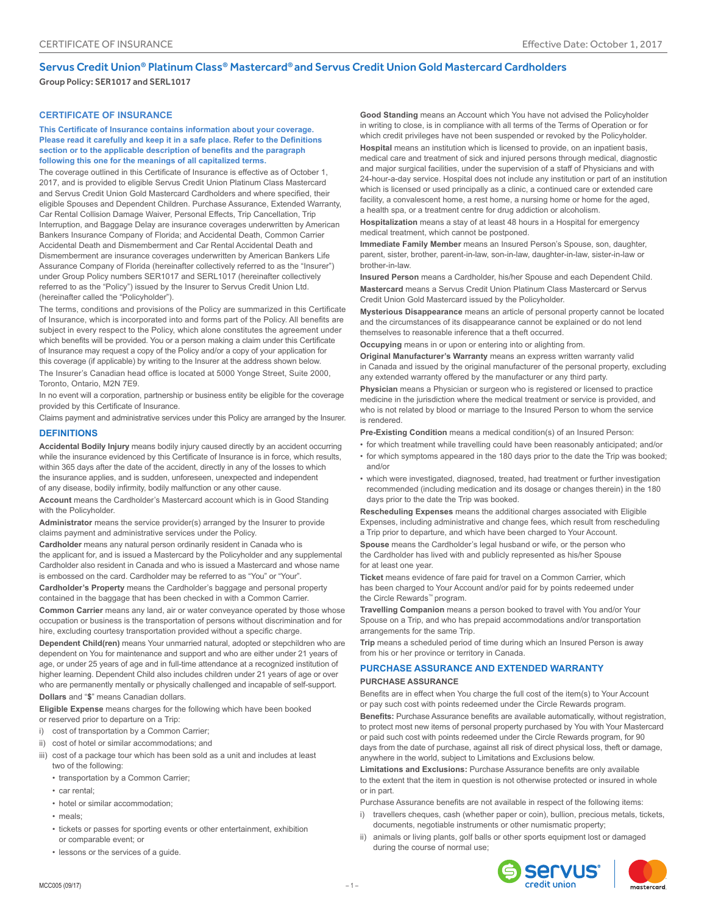CERTIFICATE OF INSURANCE

Effective Date: October 1, 2017

# Servus Credit Union® Platinum Class® Mastercard® and Servus Credit Union Gold Mastercard Cardholders

Group Policy: SER1017 and SERL1017

## CERTIFICATE OF INSURANCE

**This Certificate of Insurance contains information about your coverage. Please read it carefully and keep it in a safe place. Refer to the Definitions section or to the applicable description of benefits and the paragraph following this one for the meanings of all capitalized terms.**

The coverage outlined in this Certificate of Insurance is effective as of October 1, 2017, and is provided to eligible Servus Credit Union Platinum Class Mastercard and Servus Credit Union Gold Mastercard Cardholders and where specified, their eligible Spouses and Dependent Children. Purchase Assurance, Extended Warranty, Car Rental Collision Damage Waiver, Personal Effects, Trip Cancellation, Trip Interruption, and Baggage Delay are insurance coverages underwritten by American Bankers Insurance Company of Florida; and Accidental Death, Common Carrier Accidental Death and Dismemberment and Car Rental Accidental Death and Dismemberment are insurance coverages underwritten by American Bankers Life Assurance Company of Florida (hereinafter collectively referred to as the "Insurer") under Group Policy numbers SER1017 and SERL1017 (hereinafter collectively referred to as the "Policy") issued by the Insurer to Servus Credit Union Ltd. (hereinafter called the "Policyholder").

The terms, conditions and provisions of the Policy are summarized in this Certificate of Insurance, which is incorporated into and forms part of the Policy. All benefits are subject in every respect to the Policy, which alone constitutes the agreement under which benefits will be provided. You or a person making a claim under this Certificate of Insurance may request a copy of the Policy and/or a copy of your application for this coverage (if applicable) by writing to the Insurer at the address shown below.

The Insurer's Canadian head office is located at 5000 Yonge Street, Suite 2000, Toronto, Ontario, M2N 7E9.

In no event will a corporation, partnership or business entity be eligible for the coverage provided by this Certificate of Insurance.

Claims payment and administrative services under this Policy are arranged by the Insurer.

## DEFINITIONS

**Accidental Bodily Injury** means bodily injury caused directly by an accident occurring while the insurance evidenced by this Certificate of Insurance is in force, which results, within 365 days after the date of the accident, directly in any of the losses to which the insurance applies, and is sudden, unforeseen, unexpected and independent of any disease, bodily infirmity, bodily malfunction or any other cause.

**Account** means the Cardholder's Mastercard account which is in Good Standing with the Policyholder.

**Administrator** means the service provider(s) arranged by the Insurer to provide claims payment and administrative services under the Policy.

**Cardholder** means any natural person ordinarily resident in Canada who is the applicant for, and is issued a Mastercard by the Policyholder and any supplemental Cardholder also resident in Canada and who is issued a Mastercard and whose name is embossed on the card. Cardholder may be referred to as "You" or "Your".

**Cardholder's Property** means the Cardholder's baggage and personal property contained in the baggage that has been checked in with a Common Carrier.

**Common Carrier** means any land, air or water conveyance operated by those whose occupation or business is the transportation of persons without discrimination and for hire, excluding courtesy transportation provided without a specific charge.

**Dependent Child(ren)** means Your unmarried natural, adopted or stepchildren who are dependent on You for maintenance and support and who are either under 21 years of age, or under 25 years of age and in full-time attendance at a recognized institution of higher learning. Dependent Child also includes children under 21 years of age or over who are permanently mentally or physically challenged and incapable of self-support.

**Dollars** and "**$**" means Canadian dollars.

**Eligible Expense** means charges for the following which have been booked or reserved prior to departure on a Trip:

i) cost of transportation by a Common Carrier;
ii) cost of hotel or similar accommodations; and
iii) cost of a package tour which has been sold as a unit and includes at least two of the following:
   - transportation by a Common Carrier;
   - car rental;
   - hotel or similar accommodation;
   - meals;
   - tickets or passes for sporting events or other entertainment, exhibition or comparable event; or
   - lessons or the services of a guide.

**Good Standing** means an Account which You have not advised the Policyholder in writing to close, is in compliance with all terms of the Terms of Operation or for which credit privileges have not been suspended or revoked by the Policyholder.

**Hospital** means an institution which is licensed to provide, on an inpatient basis, medical care and treatment of sick and injured persons through medical, diagnostic and major surgical facilities, under the supervision of a staff of Physicians and with 24-hour-a-day service. Hospital does not include any institution or part of an institution which is licensed or used principally as a clinic, a continued care or extended care facility, a convalescent home, a rest home, a nursing home or home for the aged, a health spa, or a treatment centre for drug addiction or alcoholism.

**Hospitalization** means a stay of at least 48 hours in a Hospital for emergency medical treatment, which cannot be postponed.

**Immediate Family Member** means an Insured Person's Spouse, son, daughter, parent, sister, brother, parent-in-law, son-in-law, daughter-in-law, sister-in-law or brother-in-law.

**Insured Person** means a Cardholder, his/her Spouse and each Dependent Child.

**Mastercard** means a Servus Credit Union Platinum Class Mastercard or Servus Credit Union Gold Mastercard issued by the Policyholder.

**Mysterious Disappearance** means an article of personal property cannot be located and the circumstances of its disappearance cannot be explained or do not lend themselves to reasonable inference that a theft occurred.

**Occupying** means in or upon or entering into or alighting from.

**Original Manufacturer's Warranty** means an express written warranty valid in Canada and issued by the original manufacturer of the personal property, excluding any extended warranty offered by the manufacturer or any third party.

**Physician** means a Physician or surgeon who is registered or licensed to practice medicine in the jurisdiction where the medical treatment or service is provided, and who is not related by blood or marriage to the Insured Person to whom the service is rendered.

**Pre-Existing Condition** means a medical condition(s) of an Insured Person:

- for which treatment while travelling could have been reasonably anticipated; and/or
- for which symptoms appeared in the 180 days prior to the date the Trip was booked; and/or
- which were investigated, diagnosed, treated, had treatment or further investigation recommended (including medication and its dosage or changes therein) in the 180 days prior to the date the Trip was booked.

**Rescheduling Expenses** means the additional charges associated with Eligible Expenses, including administrative and change fees, which result from rescheduling a Trip prior to departure, and which have been charged to Your Account.

**Spouse** means the Cardholder's legal husband or wife, or the person who the Cardholder has lived with and publicly represented as his/her Spouse for at least one year.

**Ticket** means evidence of fare paid for travel on a Common Carrier, which has been charged to Your Account and/or paid for by points redeemed under the Circle Rewards™ program.

**Travelling Companion** means a person booked to travel with You and/or Your Spouse on a Trip, and who has prepaid accommodations and/or transportation arrangements for the same Trip.

**Trip** means a scheduled period of time during which an Insured Person is away from his or her province or territory in Canada.

## PURCHASE ASSURANCE AND EXTENDED WARRANTY

### PURCHASE ASSURANCE

Benefits are in effect when You charge the full cost of the item(s) to Your Account or pay such cost with points redeemed under the Circle Rewards program.

**Benefits:** Purchase Assurance benefits are available automatically, without registration, to protect most new items of personal property purchased by You with Your Mastercard or paid such cost with points redeemed under the Circle Rewards program, for 90 days from the date of purchase, against all risk of direct physical loss, theft or damage, anywhere in the world, subject to Limitations and Exclusions below.

**Limitations and Exclusions:** Purchase Assurance benefits are only available to the extent that the item in question is not otherwise protected or insured in whole or in part.

Purchase Assurance benefits are not available in respect of the following items:

i) travellers cheques, cash (whether paper or coin), bullion, precious metals, tickets, documents, negotiable instruments or other numismatic property;
ii) animals or living plants, golf balls or other sports equipment lost or damaged during the course of normal use;

MCC005 (09/17)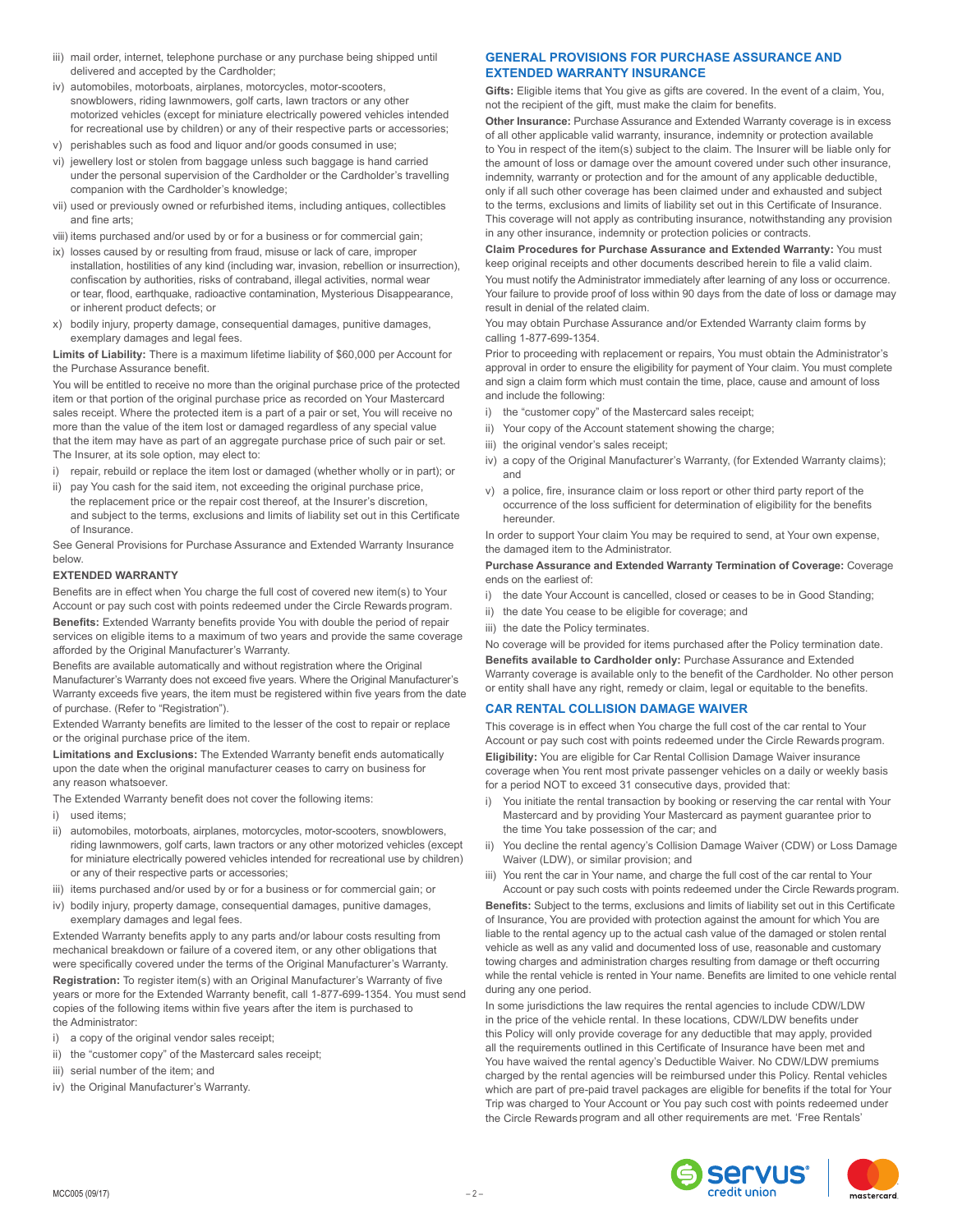iii) mail order, internet, telephone purchase or any purchase being shipped until delivered and accepted by the Cardholder;

iv) automobiles, motorboats, airplanes, motorcycles, motor-scooters, snowblowers, riding lawnmowers, golf carts, lawn tractors or any other motorized vehicles (except for miniature electrically powered vehicles intended for recreational use by children) or any of their respective parts or accessories;

v) perishables such as food and liquor and/or goods consumed in use;

vi) jewellery lost or stolen from baggage unless such baggage is hand carried under the personal supervision of the Cardholder or the Cardholder's travelling companion with the Cardholder's knowledge;

vii) used or previously owned or refurbished items, including antiques, collectibles and fine arts;

viii) items purchased and/or used by or for a business or for commercial gain;

ix) losses caused by or resulting from fraud, misuse or lack of care, improper installation, hostilities of any kind (including war, invasion, rebellion or insurrection), confiscation by authorities, risks of contraband, illegal activities, normal wear or tear, flood, earthquake, radioactive contamination, Mysterious Disappearance, or inherent product defects; or

x) bodily injury, property damage, consequential damages, punitive damages, exemplary damages and legal fees.

**Limits of Liability:** There is a maximum lifetime liability of $60,000 per Account for the Purchase Assurance benefit.

You will be entitled to receive no more than the original purchase price of the protected item or that portion of the original purchase price as recorded on Your Mastercard sales receipt. Where the protected item is a part of a pair or set, You will receive no more than the value of the item lost or damaged regardless of any special value that the item may have as part of an aggregate purchase price of such pair or set. The Insurer, at its sole option, may elect to:

i) repair, rebuild or replace the item lost or damaged (whether wholly or in part); or

ii) pay You cash for the said item, not exceeding the original purchase price, the replacement price or the repair cost thereof, at the Insurer's discretion, and subject to the terms, exclusions and limits of liability set out in this Certificate of Insurance.

See General Provisions for Purchase Assurance and Extended Warranty Insurance below.

### EXTENDED WARRANTY

Benefits are in effect when You charge the full cost of covered new item(s) to Your Account or pay such cost with points redeemed under the Circle Rewards program.

**Benefits:** Extended Warranty benefits provide You with double the period of repair services on eligible items to a maximum of two years and provide the same coverage afforded by the Original Manufacturer's Warranty.

Benefits are available automatically and without registration where the Original Manufacturer's Warranty does not exceed five years. Where the Original Manufacturer's Warranty exceeds five years, the item must be registered within five years from the date of purchase. (Refer to "Registration").

Extended Warranty benefits are limited to the lesser of the cost to repair or replace or the original purchase price of the item.

**Limitations and Exclusions:** The Extended Warranty benefit ends automatically upon the date when the original manufacturer ceases to carry on business for any reason whatsoever.

The Extended Warranty benefit does not cover the following items:

i) used items;

ii) automobiles, motorboats, airplanes, motorcycles, motor-scooters, snowblowers, riding lawnmowers, golf carts, lawn tractors or any other motorized vehicles (except for miniature electrically powered vehicles intended for recreational use by children) or any of their respective parts or accessories;

iii) items purchased and/or used by or for a business or for commercial gain; or

iv) bodily injury, property damage, consequential damages, punitive damages, exemplary damages and legal fees.

Extended Warranty benefits apply to any parts and/or labour costs resulting from mechanical breakdown or failure of a covered item, or any other obligations that were specifically covered under the terms of the Original Manufacturer's Warranty.

**Registration:** To register item(s) with an Original Manufacturer's Warranty of five years or more for the Extended Warranty benefit, call 1-877-699-1354. You must send copies of the following items within five years after the item is purchased to the Administrator:

i) a copy of the original vendor sales receipt;

ii) the "customer copy" of the Mastercard sales receipt;

iii) serial number of the item; and

iv) the Original Manufacturer's Warranty.

## GENERAL PROVISIONS FOR PURCHASE ASSURANCE AND EXTENDED WARRANTY INSURANCE

**Gifts:** Eligible items that You give as gifts are covered. In the event of a claim, You, not the recipient of the gift, must make the claim for benefits.

**Other Insurance:** Purchase Assurance and Extended Warranty coverage is in excess of all other applicable valid warranty, insurance, indemnity or protection available to You in respect of the item(s) subject to the claim. The Insurer will be liable only for the amount of loss or damage over the amount covered under such other insurance, indemnity, warranty or protection and for the amount of any applicable deductible, only if all such other coverage has been claimed under and exhausted and subject to the terms, exclusions and limits of liability set out in this Certificate of Insurance. This coverage will not apply as contributing insurance, notwithstanding any provision in any other insurance, indemnity or protection policies or contracts.

**Claim Procedures for Purchase Assurance and Extended Warranty:** You must keep original receipts and other documents described herein to file a valid claim.

You must notify the Administrator immediately after learning of any loss or occurrence. Your failure to provide proof of loss within 90 days from the date of loss or damage may result in denial of the related claim.

You may obtain Purchase Assurance and/or Extended Warranty claim forms by calling 1-877-699-1354.

Prior to proceeding with replacement or repairs, You must obtain the Administrator's approval in order to ensure the eligibility for payment of Your claim. You must complete and sign a claim form which must contain the time, place, cause and amount of loss and include the following:

i) the "customer copy" of the Mastercard sales receipt;

ii) Your copy of the Account statement showing the charge;

iii) the original vendor's sales receipt;

iv) a copy of the Original Manufacturer's Warranty, (for Extended Warranty claims); and

v) a police, fire, insurance claim or loss report or other third party report of the occurrence of the loss sufficient for determination of eligibility for the benefits hereunder.

In order to support Your claim You may be required to send, at Your own expense, the damaged item to the Administrator.

**Purchase Assurance and Extended Warranty Termination of Coverage:** Coverage ends on the earliest of:

i) the date Your Account is cancelled, closed or ceases to be in Good Standing;

ii) the date You cease to be eligible for coverage; and

iii) the date the Policy terminates.

No coverage will be provided for items purchased after the Policy termination date.

**Benefits available to Cardholder only:** Purchase Assurance and Extended Warranty coverage is available only to the benefit of the Cardholder. No other person or entity shall have any right, remedy or claim, legal or equitable to the benefits.

## CAR RENTAL COLLISION DAMAGE WAIVER

This coverage is in effect when You charge the full cost of the car rental to Your Account or pay such cost with points redeemed under the Circle Rewards program.

**Eligibility:** You are eligible for Car Rental Collision Damage Waiver insurance coverage when You rent most private passenger vehicles on a daily or weekly basis for a period NOT to exceed 31 consecutive days, provided that:

i) You initiate the rental transaction by booking or reserving the car rental with Your Mastercard and by providing Your Mastercard as payment guarantee prior to the time You take possession of the car; and

ii) You decline the rental agency's Collision Damage Waiver (CDW) or Loss Damage Waiver (LDW), or similar provision; and

iii) You rent the car in Your name, and charge the full cost of the car rental to Your Account or pay such costs with points redeemed under the Circle Rewards program.

**Benefits:** Subject to the terms, exclusions and limits of liability set out in this Certificate of Insurance, You are provided with protection against the amount for which You are liable to the rental agency up to the actual cash value of the damaged or stolen rental vehicle as well as any valid and documented loss of use, reasonable and customary towing charges and administration charges resulting from damage or theft occurring while the rental vehicle is rented in Your name. Benefits are limited to one vehicle rental during any one period.

In some jurisdictions the law requires the rental agencies to include CDW/LDW in the price of the vehicle rental. In these locations, CDW/LDW benefits under this Policy will only provide coverage for any deductible that may apply, provided all the requirements outlined in this Certificate of Insurance have been met and You have waived the rental agency's Deductible Waiver. No CDW/LDW premiums charged by the rental agencies will be reimbursed under this Policy. Rental vehicles which are part of pre-paid travel packages are eligible for benefits if the total for Your Trip was charged to Your Account or You pay such cost with points redeemed under the Circle Rewards program and all other requirements are met. 'Free Rentals'

MCC005 (09/17)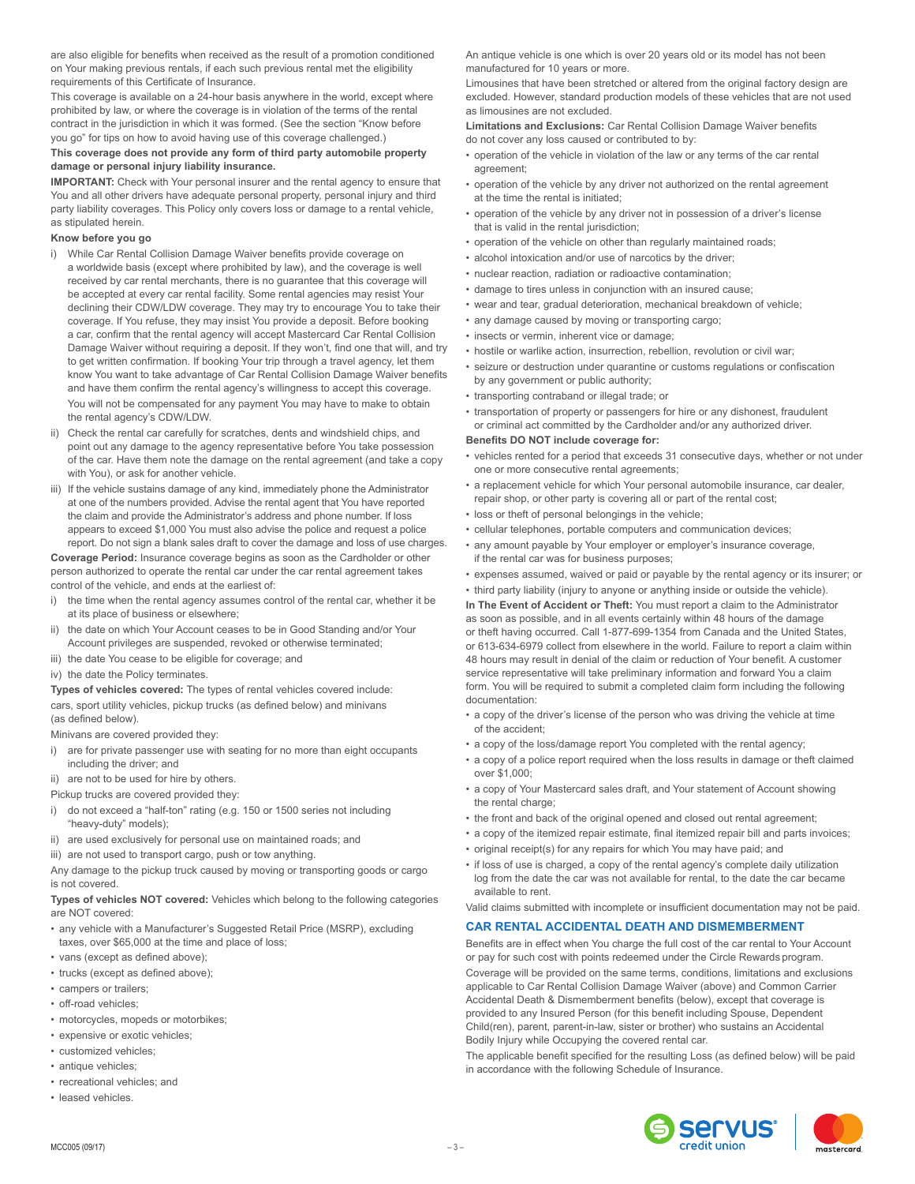are also eligible for benefits when received as the result of a promotion conditioned on Your making previous rentals, if each such previous rental met the eligibility requirements of this Certificate of Insurance.

This coverage is available on a 24-hour basis anywhere in the world, except where prohibited by law, or where the coverage is in violation of the terms of the rental contract in the jurisdiction in which it was formed. (See the section "Know before you go" for tips on how to avoid having use of this coverage challenged.)

**This coverage does not provide any form of third party automobile property damage or personal injury liability insurance.**

**IMPORTANT:** Check with Your personal insurer and the rental agency to ensure that You and all other drivers have adequate personal property, personal injury and third party liability coverages. This Policy only covers loss or damage to a rental vehicle, as stipulated herein.

**Know before you go**

i) While Car Rental Collision Damage Waiver benefits provide coverage on a worldwide basis (except where prohibited by law), and the coverage is well received by car rental merchants, there is no guarantee that this coverage will be accepted at every car rental facility. Some rental agencies may resist Your declining their CDW/LDW coverage. They may try to encourage You to take their coverage. If You refuse, they may insist You provide a deposit. Before booking a car, confirm that the rental agency will accept Mastercard Car Rental Collision Damage Waiver without requiring a deposit. If they won't, find one that will, and try to get written confirmation. If booking Your trip through a travel agency, let them know You want to take advantage of Car Rental Collision Damage Waiver benefits and have them confirm the rental agency's willingness to accept this coverage.
   You will not be compensated for any payment You may have to make to obtain the rental agency's CDW/LDW.
ii) Check the rental car carefully for scratches, dents and windshield chips, and point out any damage to the agency representative before You take possession of the car. Have them note the damage on the rental agreement (and take a copy with You), or ask for another vehicle.
iii) If the vehicle sustains damage of any kind, immediately phone the Administrator at one of the numbers provided. Advise the rental agent that You have reported the claim and provide the Administrator's address and phone number. If loss appears to exceed $1,000 You must also advise the police and request a police report. Do not sign a blank sales draft to cover the damage and loss of use charges.

**Coverage Period:** Insurance coverage begins as soon as the Cardholder or other person authorized to operate the rental car under the car rental agreement takes control of the vehicle, and ends at the earliest of:

i) the time when the rental agency assumes control of the rental car, whether it be at its place of business or elsewhere;
ii) the date on which Your Account ceases to be in Good Standing and/or Your Account privileges are suspended, revoked or otherwise terminated;
iii) the date You cease to be eligible for coverage; and
iv) the date the Policy terminates.

**Types of vehicles covered:** The types of rental vehicles covered include: cars, sport utility vehicles, pickup trucks (as defined below) and minivans (as defined below).

Minivans are covered provided they:

i) are for private passenger use with seating for no more than eight occupants including the driver; and
ii) are not to be used for hire by others.

Pickup trucks are covered provided they:

i) do not exceed a "half-ton" rating (e.g. 150 or 1500 series not including "heavy-duty" models);
ii) are used exclusively for personal use on maintained roads; and
iii) are not used to transport cargo, push or tow anything.

Any damage to the pickup truck caused by moving or transporting goods or cargo is not covered.

**Types of vehicles NOT covered:** Vehicles which belong to the following categories are NOT covered:

- any vehicle with a Manufacturer's Suggested Retail Price (MSRP), excluding taxes, over $65,000 at the time and place of loss;
- vans (except as defined above);
- trucks (except as defined above);
- campers or trailers;
- off-road vehicles;
- motorcycles, mopeds or motorbikes;
- expensive or exotic vehicles;
- customized vehicles;
- antique vehicles;
- recreational vehicles; and
- leased vehicles.

An antique vehicle is one which is over 20 years old or its model has not been manufactured for 10 years or more.

Limousines that have been stretched or altered from the original factory design are excluded. However, standard production models of these vehicles that are not used as limousines are not excluded.

**Limitations and Exclusions:** Car Rental Collision Damage Waiver benefits do not cover any loss caused or contributed to by:

- operation of the vehicle in violation of the law or any terms of the car rental agreement;
- operation of the vehicle by any driver not authorized on the rental agreement at the time the rental is initiated;
- operation of the vehicle by any driver not in possession of a driver's license that is valid in the rental jurisdiction;
- operation of the vehicle on other than regularly maintained roads;
- alcohol intoxication and/or use of narcotics by the driver;
- nuclear reaction, radiation or radioactive contamination;
- damage to tires unless in conjunction with an insured cause;
- wear and tear, gradual deterioration, mechanical breakdown of vehicle;
- any damage caused by moving or transporting cargo;
- insects or vermin, inherent vice or damage;
- hostile or warlike action, insurrection, rebellion, revolution or civil war;
- seizure or destruction under quarantine or customs regulations or confiscation by any government or public authority;
- transporting contraband or illegal trade; or
- transportation of property or passengers for hire or any dishonest, fraudulent or criminal act committed by the Cardholder and/or any authorized driver.

**Benefits DO NOT include coverage for:**

- vehicles rented for a period that exceeds 31 consecutive days, whether or not under one or more consecutive rental agreements;
- a replacement vehicle for which Your personal automobile insurance, car dealer, repair shop, or other party is covering all or part of the rental cost;
- loss or theft of personal belongings in the vehicle;
- cellular telephones, portable computers and communication devices;
- any amount payable by Your employer or employer's insurance coverage, if the rental car was for business purposes;
- expenses assumed, waived or paid or payable by the rental agency or its insurer; or
- third party liability (injury to anyone or anything inside or outside the vehicle).

**In The Event of Accident or Theft:** You must report a claim to the Administrator as soon as possible, and in all events certainly within 48 hours of the damage or theft having occurred. Call 1-877-699-1354 from Canada and the United States, or 613-634-6979 collect from elsewhere in the world. Failure to report a claim within 48 hours may result in denial of the claim or reduction of Your benefit. A customer service representative will take preliminary information and forward You a claim form. You will be required to submit a completed claim form including the following documentation:

- a copy of the driver's license of the person who was driving the vehicle at time of the accident;
- a copy of the loss/damage report You completed with the rental agency;
- a copy of a police report required when the loss results in damage or theft claimed over $1,000;
- a copy of Your Mastercard sales draft, and Your statement of Account showing the rental charge;
- the front and back of the original opened and closed out rental agreement;
- a copy of the itemized repair estimate, final itemized repair bill and parts invoices;
- original receipt(s) for any repairs for which You may have paid; and
- if loss of use is charged, a copy of the rental agency's complete daily utilization log from the date the car was not available for rental, to the date the car became available to rent.

Valid claims submitted with incomplete or insufficient documentation may not be paid.

## CAR RENTAL ACCIDENTAL DEATH AND DISMEMBERMENT

Benefits are in effect when You charge the full cost of the car rental to Your Account or pay for such cost with points redeemed under the Circle Rewards program.

Coverage will be provided on the same terms, conditions, limitations and exclusions applicable to Car Rental Collision Damage Waiver (above) and Common Carrier Accidental Death & Dismemberment benefits (below), except that coverage is provided to any Insured Person (for this benefit including Spouse, Dependent Child(ren), parent, parent-in-law, sister or brother) who sustains an Accidental Bodily Injury while Occupying the covered rental car.

The applicable benefit specified for the resulting Loss (as defined below) will be paid in accordance with the following Schedule of Insurance.

MCC005 (09/17)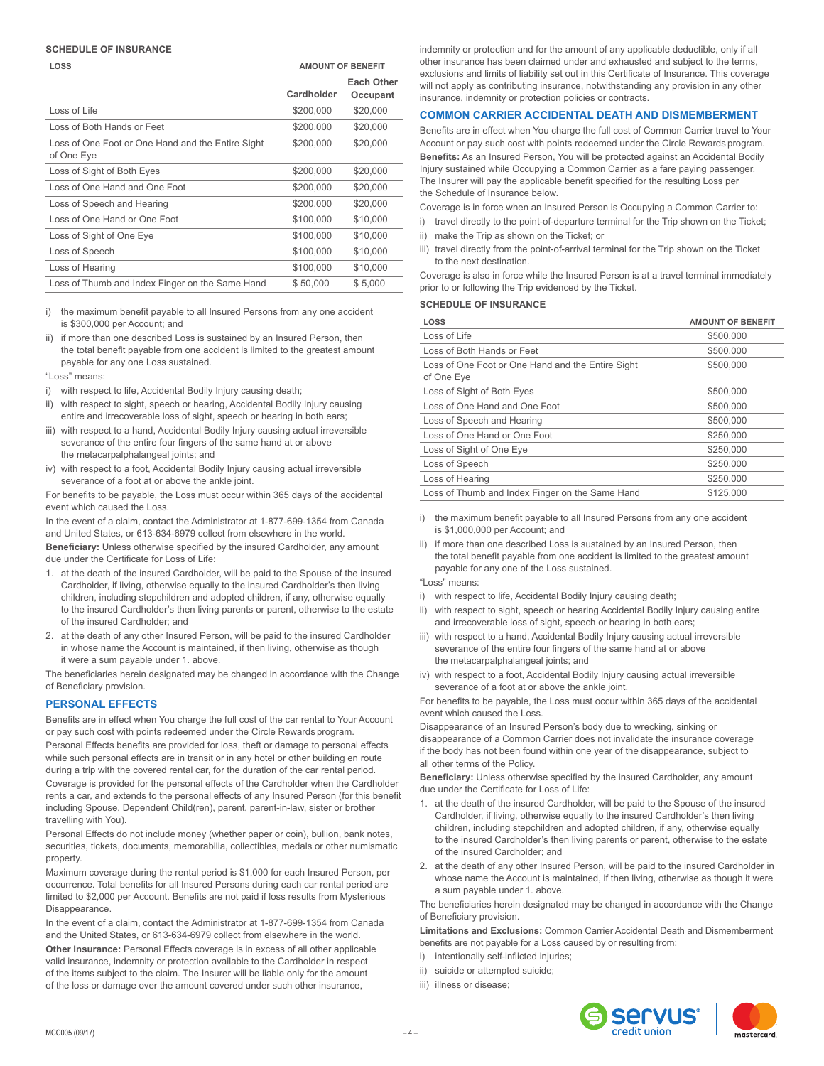**SCHEDULE OF INSURANCE**

| LOSS | AMOUNT OF BENEFIT | |
|---|---|---|
| | Cardholder | Each Other Occupant |
| Loss of Life | $200,000 | $20,000 |
| Loss of Both Hands or Feet | $200,000 | $20,000 |
| Loss of One Foot or One Hand and the Entire Sight of One Eye | $200,000 | $20,000 |
| Loss of Sight of Both Eyes | $200,000 | $20,000 |
| Loss of One Hand and One Foot | $200,000 | $20,000 |
| Loss of Speech and Hearing | $200,000 | $20,000 |
| Loss of One Hand or One Foot | $100,000 | $10,000 |
| Loss of Sight of One Eye | $100,000 | $10,000 |
| Loss of Speech | $100,000 | $10,000 |
| Loss of Hearing | $100,000 | $10,000 |
| Loss of Thumb and Index Finger on the Same Hand | $ 50,000 | $ 5,000 |

i) the maximum benefit payable to all Insured Persons from any one accident is $300,000 per Account; and

ii) if more than one described Loss is sustained by an Insured Person, then the total benefit payable from one accident is limited to the greatest amount payable for any one Loss sustained.

"Loss" means:

i) with respect to life, Accidental Bodily Injury causing death;

ii) with respect to sight, speech or hearing, Accidental Bodily Injury causing entire and irrecoverable loss of sight, speech or hearing in both ears;

iii) with respect to a hand, Accidental Bodily Injury causing actual irreversible severance of the entire four fingers of the same hand at or above the metacarpalphalangeal joints; and

iv) with respect to a foot, Accidental Bodily Injury causing actual irreversible severance of a foot at or above the ankle joint.

For benefits to be payable, the Loss must occur within 365 days of the accidental event which caused the Loss.

In the event of a claim, contact the Administrator at 1-877-699-1354 from Canada and United States, or 613-634-6979 collect from elsewhere in the world.

**Beneficiary:** Unless otherwise specified by the insured Cardholder, any amount due under the Certificate for Loss of Life:

1. at the death of the insured Cardholder, will be paid to the Spouse of the insured Cardholder, if living, otherwise equally to the insured Cardholder's then living children, including stepchildren and adopted children, if any, otherwise equally to the insured Cardholder's then living parents or parent, otherwise to the estate of the insured Cardholder; and
2. at the death of any other Insured Person, will be paid to the insured Cardholder in whose name the Account is maintained, if then living, otherwise as though it were a sum payable under 1. above.

The beneficiaries herein designated may be changed in accordance with the Change of Beneficiary provision.

## PERSONAL EFFECTS

Benefits are in effect when You charge the full cost of the car rental to Your Account or pay such cost with points redeemed under the Circle Rewards program.

Personal Effects benefits are provided for loss, theft or damage to personal effects while such personal effects are in transit or in any hotel or other building en route during a trip with the covered rental car, for the duration of the car rental period.

Coverage is provided for the personal effects of the Cardholder when the Cardholder rents a car, and extends to the personal effects of any Insured Person (for this benefit including Spouse, Dependent Child(ren), parent, parent-in-law, sister or brother travelling with You).

Personal Effects do not include money (whether paper or coin), bullion, bank notes, securities, tickets, documents, memorabilia, collectibles, medals or other numismatic property.

Maximum coverage during the rental period is $1,000 for each Insured Person, per occurrence. Total benefits for all Insured Persons during each car rental period are limited to $2,000 per Account. Benefits are not paid if loss results from Mysterious Disappearance.

In the event of a claim, contact the Administrator at 1-877-699-1354 from Canada and the United States, or 613-634-6979 collect from elsewhere in the world.

**Other Insurance:** Personal Effects coverage is in excess of all other applicable valid insurance, indemnity or protection available to the Cardholder in respect of the items subject to the claim. The Insurer will be liable only for the amount of the loss or damage over the amount covered under such other insurance, indemnity or protection and for the amount of any applicable deductible, only if all other insurance has been claimed under and exhausted and subject to the terms, exclusions and limits of liability set out in this Certificate of Insurance. This coverage will not apply as contributing insurance, notwithstanding any provision in any other insurance, indemnity or protection policies or contracts.

## COMMON CARRIER ACCIDENTAL DEATH AND DISMEMBERMENT

Benefits are in effect when You charge the full cost of Common Carrier travel to Your Account or pay such cost with points redeemed under the Circle Rewards program.

**Benefits:** As an Insured Person, You will be protected against an Accidental Bodily Injury sustained while Occupying a Common Carrier as a fare paying passenger. The Insurer will pay the applicable benefit specified for the resulting Loss per the Schedule of Insurance below.

Coverage is in force when an Insured Person is Occupying a Common Carrier to:

i) travel directly to the point-of-departure terminal for the Trip shown on the Ticket;

ii) make the Trip as shown on the Ticket; or

iii) travel directly from the point-of-arrival terminal for the Trip shown on the Ticket to the next destination.

Coverage is also in force while the Insured Person is at a travel terminal immediately prior to or following the Trip evidenced by the Ticket.

**SCHEDULE OF INSURANCE**

| LOSS | AMOUNT OF BENEFIT |
|---|---|
| Loss of Life | $500,000 |
| Loss of Both Hands or Feet | $500,000 |
| Loss of One Foot or One Hand and the Entire Sight of One Eye | $500,000 |
| Loss of Sight of Both Eyes | $500,000 |
| Loss of One Hand and One Foot | $500,000 |
| Loss of Speech and Hearing | $500,000 |
| Loss of One Hand or One Foot | $250,000 |
| Loss of Sight of One Eye | $250,000 |
| Loss of Speech | $250,000 |
| Loss of Hearing | $250,000 |
| Loss of Thumb and Index Finger on the Same Hand | $125,000 |

i) the maximum benefit payable to all Insured Persons from any one accident is $1,000,000 per Account; and

ii) if more than one described Loss is sustained by an Insured Person, then the total benefit payable from one accident is limited to the greatest amount payable for any one of the Loss sustained.

"Loss" means:

i) with respect to life, Accidental Bodily Injury causing death;

ii) with respect to sight, speech or hearing Accidental Bodily Injury causing entire and irrecoverable loss of sight, speech or hearing in both ears;

iii) with respect to a hand, Accidental Bodily Injury causing actual irreversible severance of the entire four fingers of the same hand at or above the metacarpalphalangeal joints; and

iv) with respect to a foot, Accidental Bodily Injury causing actual irreversible severance of a foot at or above the ankle joint.

For benefits to be payable, the Loss must occur within 365 days of the accidental event which caused the Loss.

Disappearance of an Insured Person's body due to wrecking, sinking or disappearance of a Common Carrier does not invalidate the insurance coverage if the body has not been found within one year of the disappearance, subject to all other terms of the Policy.

**Beneficiary:** Unless otherwise specified by the insured Cardholder, any amount due under the Certificate for Loss of Life:

1. at the death of the insured Cardholder, will be paid to the Spouse of the insured Cardholder, if living, otherwise equally to the insured Cardholder's then living children, including stepchildren and adopted children, if any, otherwise equally to the insured Cardholder's then living parents or parent, otherwise to the estate of the insured Cardholder; and
2. at the death of any other Insured Person, will be paid to the insured Cardholder in whose name the Account is maintained, if then living, otherwise as though it were a sum payable under 1. above.

The beneficiaries herein designated may be changed in accordance with the Change of Beneficiary provision.

**Limitations and Exclusions:** Common Carrier Accidental Death and Dismemberment benefits are not payable for a Loss caused by or resulting from:

i) intentionally self-inflicted injuries;

ii) suicide or attempted suicide;

iii) illness or disease;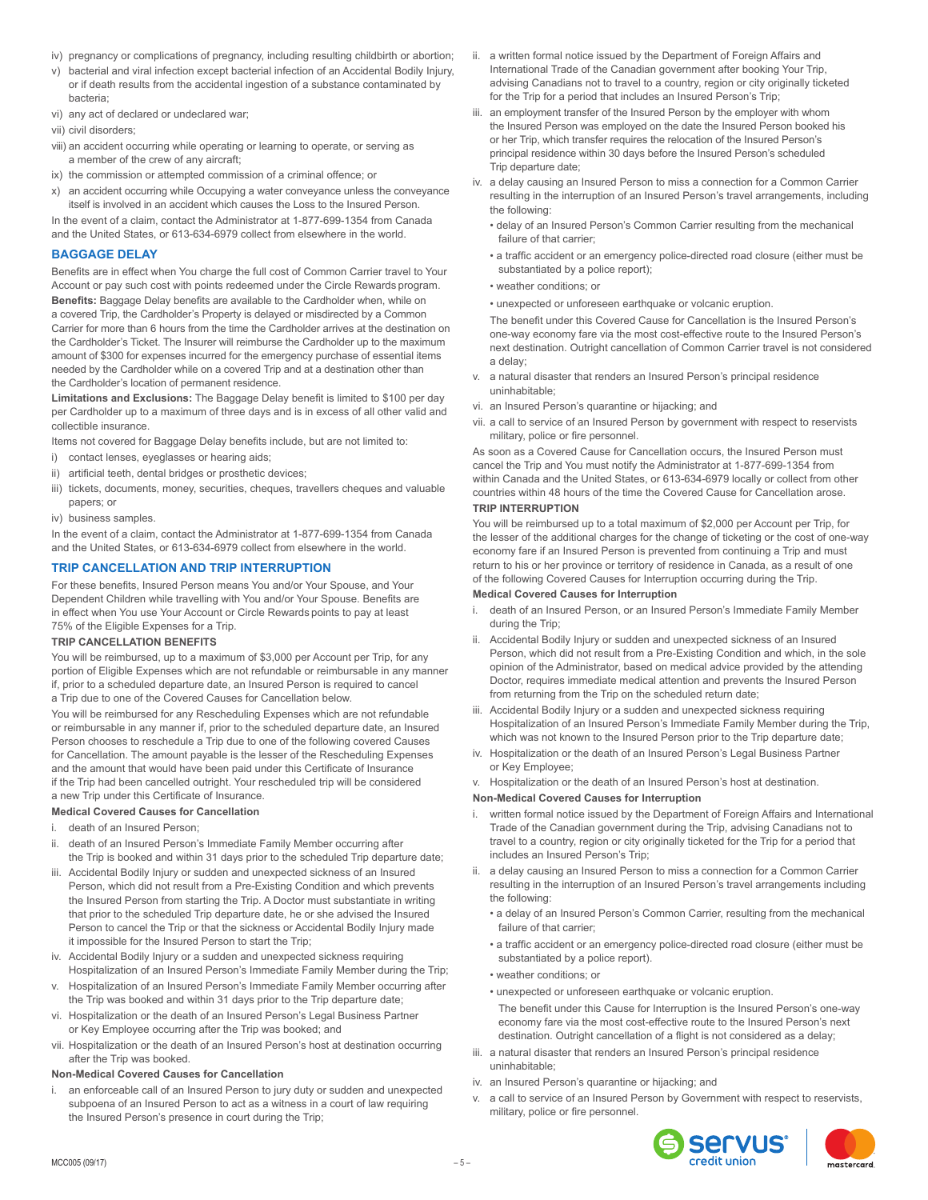iv) pregnancy or complications of pregnancy, including resulting childbirth or abortion;

v) bacterial and viral infection except bacterial infection of an Accidental Bodily Injury, or if death results from the accidental ingestion of a substance contaminated by bacteria;

vi) any act of declared or undeclared war;

vii) civil disorders;

viii) an accident occurring while operating or learning to operate, or serving as a member of the crew of any aircraft;

ix) the commission or attempted commission of a criminal offence; or

x) an accident occurring while Occupying a water conveyance unless the conveyance itself is involved in an accident which causes the Loss to the Insured Person.

In the event of a claim, contact the Administrator at 1-877-699-1354 from Canada and the United States, or 613-634-6979 collect from elsewhere in the world.

## BAGGAGE DELAY

Benefits are in effect when You charge the full cost of Common Carrier travel to Your Account or pay such cost with points redeemed under the Circle Rewards program.

**Benefits:** Baggage Delay benefits are available to the Cardholder when, while on a covered Trip, the Cardholder's Property is delayed or misdirected by a Common Carrier for more than 6 hours from the time the Cardholder arrives at the destination on the Cardholder's Ticket. The Insurer will reimburse the Cardholder up to the maximum amount of $300 for expenses incurred for the emergency purchase of essential items needed by the Cardholder while on a covered Trip and at a destination other than the Cardholder's location of permanent residence.

**Limitations and Exclusions:** The Baggage Delay benefit is limited to $100 per day per Cardholder up to a maximum of three days and is in excess of all other valid and collectible insurance.

Items not covered for Baggage Delay benefits include, but are not limited to:

i) contact lenses, eyeglasses or hearing aids;

ii) artificial teeth, dental bridges or prosthetic devices;

iii) tickets, documents, money, securities, cheques, travellers cheques and valuable papers; or

iv) business samples.

In the event of a claim, contact the Administrator at 1-877-699-1354 from Canada and the United States, or 613-634-6979 collect from elsewhere in the world.

## TRIP CANCELLATION AND TRIP INTERRUPTION

For these benefits, Insured Person means You and/or Your Spouse, and Your Dependent Children while travelling with You and/or Your Spouse. Benefits are in effect when You use Your Account or Circle Rewards points to pay at least 75% of the Eligible Expenses for a Trip.

### TRIP CANCELLATION BENEFITS

You will be reimbursed, up to a maximum of $3,000 per Account per Trip, for any portion of Eligible Expenses which are not refundable or reimbursable in any manner if, prior to a scheduled departure date, an Insured Person is required to cancel a Trip due to one of the Covered Causes for Cancellation below.

You will be reimbursed for any Rescheduling Expenses which are not refundable or reimbursable in any manner if, prior to the scheduled departure date, an Insured Person chooses to reschedule a Trip due to one of the following covered Causes for Cancellation. The amount payable is the lesser of the Rescheduling Expenses and the amount that would have been paid under this Certificate of Insurance if the Trip had been cancelled outright. Your rescheduled trip will be considered a new Trip under this Certificate of Insurance.

**Medical Covered Causes for Cancellation**

i. death of an Insured Person;

ii. death of an Insured Person's Immediate Family Member occurring after the Trip is booked and within 31 days prior to the scheduled Trip departure date;

iii. Accidental Bodily Injury or sudden and unexpected sickness of an Insured Person, which did not result from a Pre-Existing Condition and which prevents the Insured Person from starting the Trip. A Doctor must substantiate in writing that prior to the scheduled Trip departure date, he or she advised the Insured Person to cancel the Trip or that the sickness or Accidental Bodily Injury made it impossible for the Insured Person to start the Trip;

iv. Accidental Bodily Injury or a sudden and unexpected sickness requiring Hospitalization of an Insured Person's Immediate Family Member during the Trip;

v. Hospitalization of an Insured Person's Immediate Family Member occurring after the Trip was booked and within 31 days prior to the Trip departure date;

vi. Hospitalization or the death of an Insured Person's Legal Business Partner or Key Employee occurring after the Trip was booked; and

vii. Hospitalization or the death of an Insured Person's host at destination occurring after the Trip was booked.

**Non-Medical Covered Causes for Cancellation**

i. an enforceable call of an Insured Person to jury duty or sudden and unexpected subpoena of an Insured Person to act as a witness in a court of law requiring the Insured Person's presence in court during the Trip;

ii. a written formal notice issued by the Department of Foreign Affairs and International Trade of the Canadian government after booking Your Trip, advising Canadians not to travel to a country, region or city originally ticketed for the Trip for a period that includes an Insured Person's Trip;

iii. an employment transfer of the Insured Person by the employer with whom the Insured Person was employed on the date the Insured Person booked his or her Trip, which transfer requires the relocation of the Insured Person's principal residence within 30 days before the Insured Person's scheduled Trip departure date;

iv. a delay causing an Insured Person to miss a connection for a Common Carrier resulting in the interruption of an Insured Person's travel arrangements, including the following:
- delay of an Insured Person's Common Carrier resulting from the mechanical failure of that carrier;
- a traffic accident or an emergency police-directed road closure (either must be substantiated by a police report);
- weather conditions; or
- unexpected or unforeseen earthquake or volcanic eruption.

The benefit under this Covered Cause for Cancellation is the Insured Person's one-way economy fare via the most cost-effective route to the Insured Person's next destination. Outright cancellation of Common Carrier travel is not considered a delay;

v. a natural disaster that renders an Insured Person's principal residence uninhabitable;

vi. an Insured Person's quarantine or hijacking; and

vii. a call to service of an Insured Person by government with respect to reservists military, police or fire personnel.

As soon as a Covered Cause for Cancellation occurs, the Insured Person must cancel the Trip and You must notify the Administrator at 1-877-699-1354 from within Canada and the United States, or 613-634-6979 locally or collect from other countries within 48 hours of the time the Covered Cause for Cancellation arose.

### TRIP INTERRUPTION

You will be reimbursed up to a total maximum of $2,000 per Account per Trip, for the lesser of the additional charges for the change of ticketing or the cost of one-way economy fare if an Insured Person is prevented from continuing a Trip and must return to his or her province or territory of residence in Canada, as a result of one of the following Covered Causes for Interruption occurring during the Trip.

**Medical Covered Causes for Interruption**

i. death of an Insured Person, or an Insured Person's Immediate Family Member during the Trip;

ii. Accidental Bodily Injury or sudden and unexpected sickness of an Insured Person, which did not result from a Pre-Existing Condition and which, in the sole opinion of the Administrator, based on medical advice provided by the attending Doctor, requires immediate medical attention and prevents the Insured Person from returning from the Trip on the scheduled return date;

iii. Accidental Bodily Injury or a sudden and unexpected sickness requiring Hospitalization of an Insured Person's Immediate Family Member during the Trip, which was not known to the Insured Person prior to the Trip departure date;

iv. Hospitalization or the death of an Insured Person's Legal Business Partner or Key Employee;

v. Hospitalization or the death of an Insured Person's host at destination.

**Non-Medical Covered Causes for Interruption**

i. written formal notice issued by the Department of Foreign Affairs and International Trade of the Canadian government during the Trip, advising Canadians not to travel to a country, region or city originally ticketed for the Trip for a period that includes an Insured Person's Trip;

ii. a delay causing an Insured Person to miss a connection for a Common Carrier resulting in the interruption of an Insured Person's travel arrangements including the following:
- a delay of an Insured Person's Common Carrier, resulting from the mechanical failure of that carrier;
- a traffic accident or an emergency police-directed road closure (either must be substantiated by a police report).
- weather conditions; or
- unexpected or unforeseen earthquake or volcanic eruption.

The benefit under this Cause for Interruption is the Insured Person's one-way economy fare via the most cost-effective route to the Insured Person's next destination. Outright cancellation of a flight is not considered as a delay;

iii. a natural disaster that renders an Insured Person's principal residence uninhabitable;

iv. an Insured Person's quarantine or hijacking; and

v. a call to service of an Insured Person by Government with respect to reservists, military, police or fire personnel.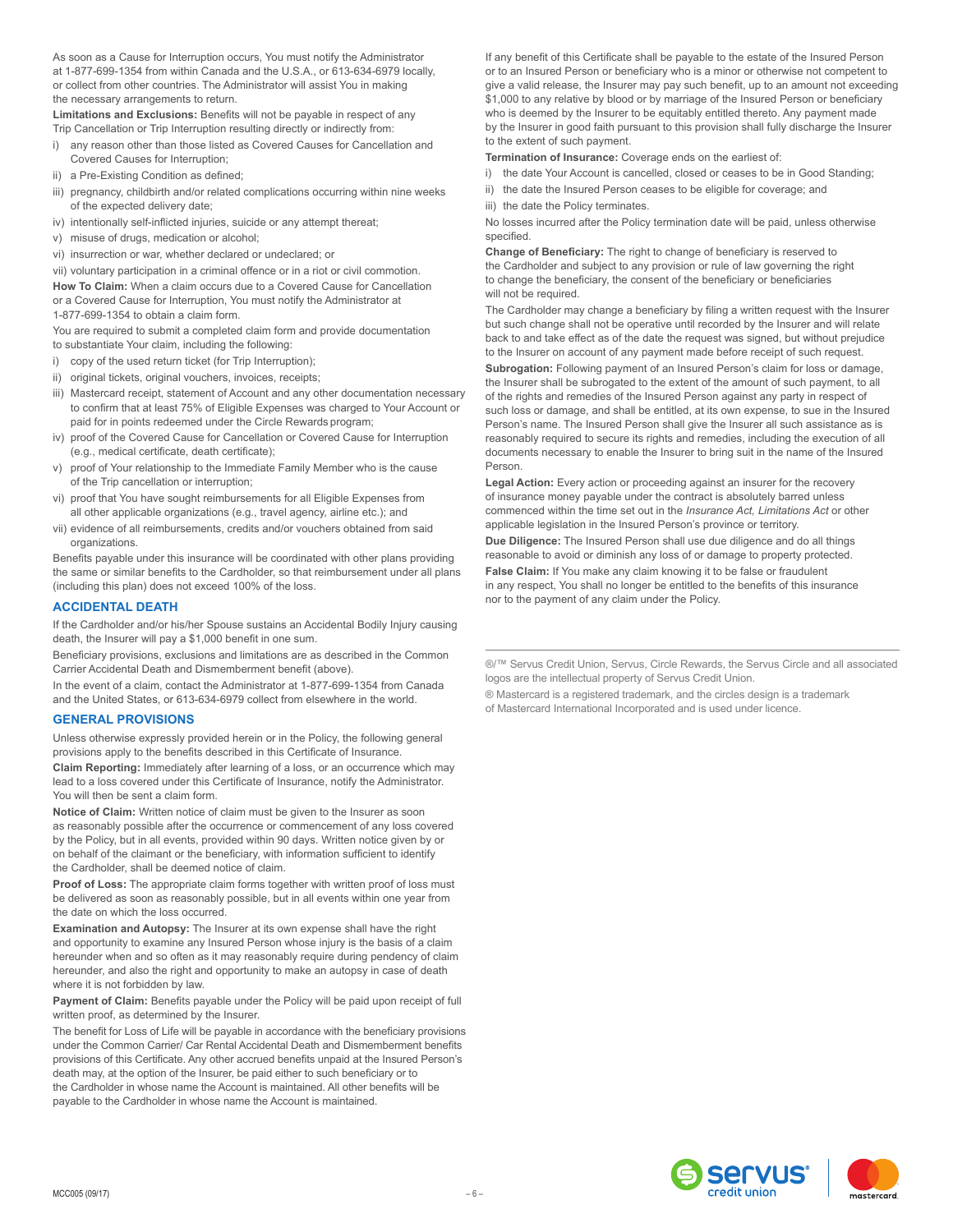As soon as a Cause for Interruption occurs, You must notify the Administrator at 1-877-699-1354 from within Canada and the U.S.A., or 613-634-6979 locally, or collect from other countries. The Administrator will assist You in making the necessary arrangements to return.

**Limitations and Exclusions:** Benefits will not be payable in respect of any Trip Cancellation or Trip Interruption resulting directly or indirectly from:

i) any reason other than those listed as Covered Causes for Cancellation and Covered Causes for Interruption;
ii) a Pre-Existing Condition as defined;
iii) pregnancy, childbirth and/or related complications occurring within nine weeks of the expected delivery date;
iv) intentionally self-inflicted injuries, suicide or any attempt thereat;
v) misuse of drugs, medication or alcohol;
vi) insurrection or war, whether declared or undeclared; or
vii) voluntary participation in a criminal offence or in a riot or civil commotion.

**How To Claim:** When a claim occurs due to a Covered Cause for Cancellation or a Covered Cause for Interruption, You must notify the Administrator at 1-877-699-1354 to obtain a claim form.

You are required to submit a completed claim form and provide documentation to substantiate Your claim, including the following:

i) copy of the used return ticket (for Trip Interruption);
ii) original tickets, original vouchers, invoices, receipts;
iii) Mastercard receipt, statement of Account and any other documentation necessary to confirm that at least 75% of Eligible Expenses was charged to Your Account or paid for in points redeemed under the Circle Rewards program;
iv) proof of the Covered Cause for Cancellation or Covered Cause for Interruption (e.g., medical certificate, death certificate);
v) proof of Your relationship to the Immediate Family Member who is the cause of the Trip cancellation or interruption;
vi) proof that You have sought reimbursements for all Eligible Expenses from all other applicable organizations (e.g., travel agency, airline etc.); and
vii) evidence of all reimbursements, credits and/or vouchers obtained from said organizations.

Benefits payable under this insurance will be coordinated with other plans providing the same or similar benefits to the Cardholder, so that reimbursement under all plans (including this plan) does not exceed 100% of the loss.

## ACCIDENTAL DEATH

If the Cardholder and/or his/her Spouse sustains an Accidental Bodily Injury causing death, the Insurer will pay a $1,000 benefit in one sum.

Beneficiary provisions, exclusions and limitations are as described in the Common Carrier Accidental Death and Dismemberment benefit (above).

In the event of a claim, contact the Administrator at 1-877-699-1354 from Canada and the United States, or 613-634-6979 collect from elsewhere in the world.

## GENERAL PROVISIONS

Unless otherwise expressly provided herein or in the Policy, the following general provisions apply to the benefits described in this Certificate of Insurance.

**Claim Reporting:** Immediately after learning of a loss, or an occurrence which may lead to a loss covered under this Certificate of Insurance, notify the Administrator. You will then be sent a claim form.

**Notice of Claim:** Written notice of claim must be given to the Insurer as soon as reasonably possible after the occurrence or commencement of any loss covered by the Policy, but in all events, provided within 90 days. Written notice given by or on behalf of the claimant or the beneficiary, with information sufficient to identify the Cardholder, shall be deemed notice of claim.

**Proof of Loss:** The appropriate claim forms together with written proof of loss must be delivered as soon as reasonably possible, but in all events within one year from the date on which the loss occurred.

**Examination and Autopsy:** The Insurer at its own expense shall have the right and opportunity to examine any Insured Person whose injury is the basis of a claim hereunder when and so often as it may reasonably require during pendency of claim hereunder, and also the right and opportunity to make an autopsy in case of death where it is not forbidden by law.

**Payment of Claim:** Benefits payable under the Policy will be paid upon receipt of full written proof, as determined by the Insurer.

The benefit for Loss of Life will be payable in accordance with the beneficiary provisions under the Common Carrier/ Car Rental Accidental Death and Dismemberment benefits provisions of this Certificate. Any other accrued benefits unpaid at the Insured Person's death may, at the option of the Insurer, be paid either to such beneficiary or to the Cardholder in whose name the Account is maintained. All other benefits will be payable to the Cardholder in whose name the Account is maintained.

If any benefit of this Certificate shall be payable to the estate of the Insured Person or to an Insured Person or beneficiary who is a minor or otherwise not competent to give a valid release, the Insurer may pay such benefit, up to an amount not exceeding $1,000 to any relative by blood or by marriage of the Insured Person or beneficiary who is deemed by the Insurer to be equitably entitled thereto. Any payment made by the Insurer in good faith pursuant to this provision shall fully discharge the Insurer to the extent of such payment.

**Termination of Insurance:** Coverage ends on the earliest of:

i) the date Your Account is cancelled, closed or ceases to be in Good Standing;
ii) the date the Insured Person ceases to be eligible for coverage; and
iii) the date the Policy terminates.

No losses incurred after the Policy termination date will be paid, unless otherwise specified.

**Change of Beneficiary:** The right to change of beneficiary is reserved to the Cardholder and subject to any provision or rule of law governing the right to change the beneficiary, the consent of the beneficiary or beneficiaries will not be required.

The Cardholder may change a beneficiary by filing a written request with the Insurer but such change shall not be operative until recorded by the Insurer and will relate back to and take effect as of the date the request was signed, but without prejudice to the Insurer on account of any payment made before receipt of such request.

**Subrogation:** Following payment of an Insured Person's claim for loss or damage, the Insurer shall be subrogated to the extent of the amount of such payment, to all of the rights and remedies of the Insured Person against any party in respect of such loss or damage, and shall be entitled, at its own expense, to sue in the Insured Person's name. The Insured Person shall give the Insurer all such assistance as is reasonably required to secure its rights and remedies, including the execution of all documents necessary to enable the Insurer to bring suit in the name of the Insured Person.

**Legal Action:** Every action or proceeding against an insurer for the recovery of insurance money payable under the contract is absolutely barred unless commenced within the time set out in the *Insurance Act, Limitations Act* or other applicable legislation in the Insured Person's province or territory.

**Due Diligence:** The Insured Person shall use due diligence and do all things reasonable to avoid or diminish any loss of or damage to property protected.

**False Claim:** If You make any claim knowing it to be false or fraudulent in any respect, You shall no longer be entitled to the benefits of this insurance nor to the payment of any claim under the Policy.

---

®/™ Servus Credit Union, Servus, Circle Rewards, the Servus Circle and all associated logos are the intellectual property of Servus Credit Union.

® Mastercard is a registered trademark, and the circles design is a trademark of Mastercard International Incorporated and is used under licence.

MCC005 (09/17)